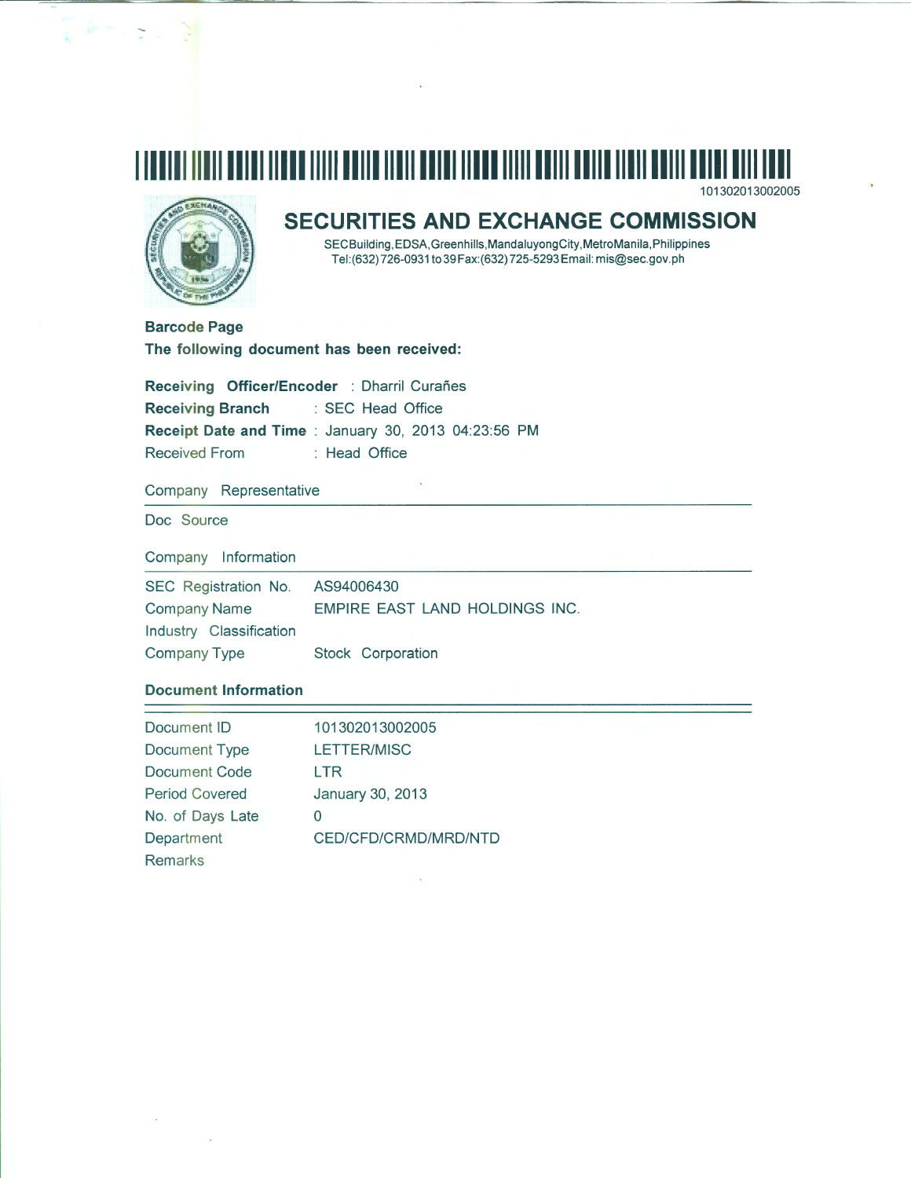101302013002005

# SECURITIES AND EXCHANGE COMMISSION

SECBuilding,EDSA,Greenhills,MandaluyongCity,MetroManila,Philippines
Tel:(632)726-0931to39Fax:(632)725-5293Email: mis@sec.gov.ph

**Barcode Page**

**The following document has been received:**

**Receiving Officer/Encoder** : Dharril Curañes
**Receiving Branch** : SEC Head Office
**Receipt Date and Time** : January 30, 2013 04:23:56 PM
Received From : Head Office

Company Representative

Doc Source

Company Information

| | |
|---|---|
| SEC Registration No. | AS94006430 |
| Company Name | EMPIRE EAST LAND HOLDINGS INC. |
| Industry Classification | |
| Company Type | Stock Corporation |

**Document Information**

| | |
|---|---|
| Document ID | 101302013002005 |
| Document Type | LETTER/MISC |
| Document Code | LTR |
| Period Covered | January 30, 2013 |
| No. of Days Late | 0 |
| Department | CED/CFD/CRMD/MRD/NTD |
| Remarks | |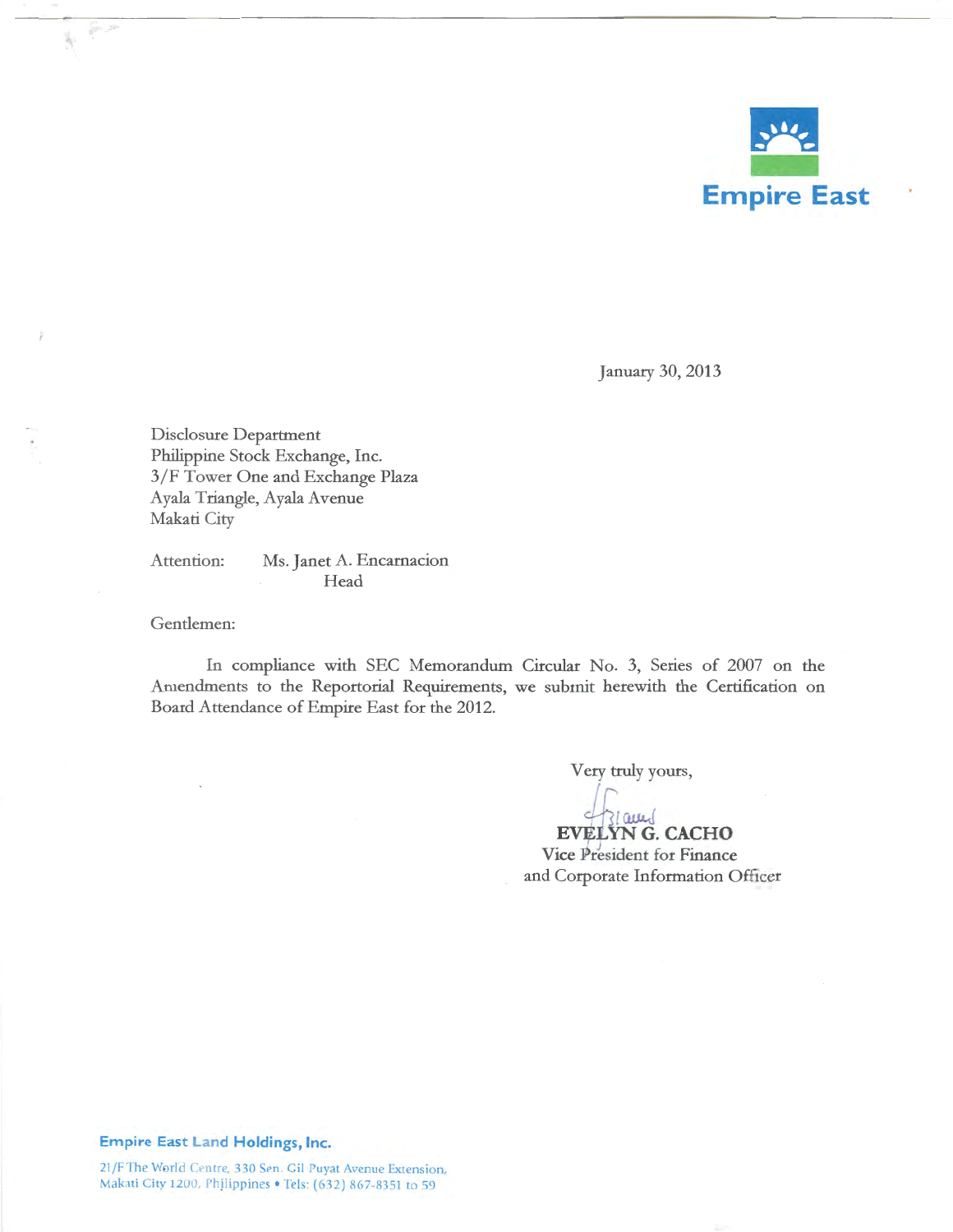Empire East

January 30, 2013

Disclosure Department
Philippine Stock Exchange, Inc.
3/F Tower One and Exchange Plaza
Ayala Triangle, Ayala Avenue
Makati City

Attention: Ms. Janet A. Encarnacion
Head

Gentlemen:

In compliance with SEC Memorandum Circular No. 3, Series of 2007 on the Amendments to the Reportorial Requirements, we submit herewith the Certification on Board Attendance of Empire East for the 2012.

Very truly yours,

**EVELYN G. CACHO**
Vice President for Finance
and Corporate Information Officer

**Empire East Land Holdings, Inc.**

21/F The World Centre, 330 Sen. Gil Puyat Avenue Extension,
Makati City 1200, Philippines • Tels: (632) 867-8351 to 59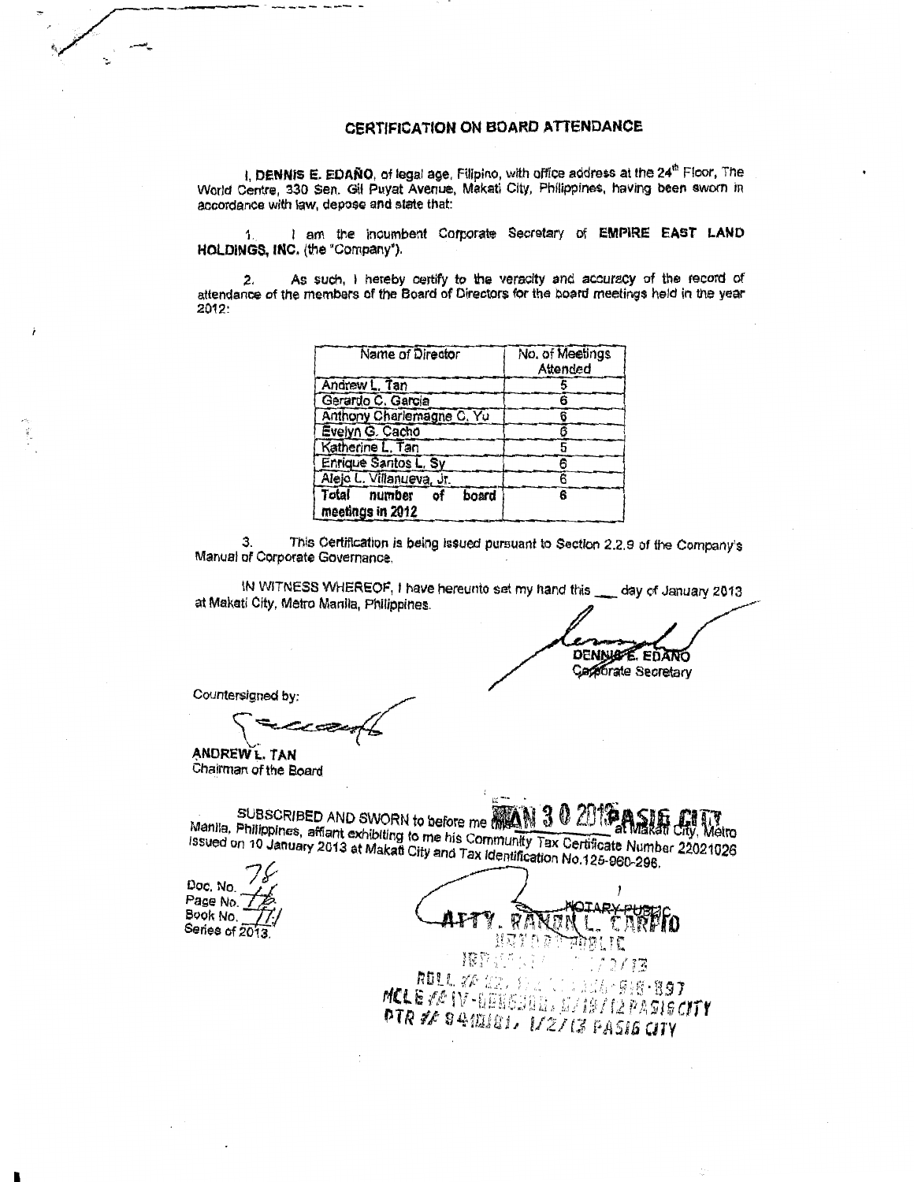## CERTIFICATION ON BOARD ATTENDANCE

I, **DENNIS E. EDAÑO**, of legal age, Filipino, with office address at the 24th Floor, The World Centre, 330 Sen. Gil Puyat Avenue, Makati City, Philippines, having been sworn in accordance with law, depose and state that:

1. I am the incumbent Corporate Secretary of **EMPIRE EAST LAND HOLDINGS, INC.** (the "Company").

2. As such, I hereby certify to the veracity and accuracy of the record of attendance of the members of the Board of Directors for the board meetings held in the year 2012:

| Name of Director | No. of Meetings Attended |
|---|---|
| Andrew L. Tan | 5 |
| Gerardo C. Garcia | 6 |
| Anthony Charlemagne C. Yu | 6 |
| Evelyn G. Cacho | 6 |
| Katherine L. Tan | 5 |
| Enrique Santos L. Sy | 6 |
| Alejo L. Villanueva, Jr. | 6 |
| **Total number of board meetings in 2012** | **6** |

3. This Certification is being issued pursuant to Section 2.2.9 of the Company's Manual of Corporate Governance.

IN WITNESS WHEREOF, I have hereunto set my hand this ___ day of January 2013 at Makati City, Metro Manila, Philippines.

DENNIS E. EDAÑO
Corporate Secretary

Countersigned by:

**ANDREW L. TAN**
Chairman of the Board

SUBSCRIBED AND SWORN to before me this JAN 3 0 2013 PASIG CITY at Makati City, Metro Manila, Philippines, affiant exhibiting to me his Community Tax Certificate Number 22021026 issued on 10 January 2013 at Makati City and Tax Identification No.125-960-296.

Doc. No. 76
Page No. 16
Book No. 11
Series of 2013.

ATTY. RAMON L. CARPIO
NOTARY PUBLIC
ROLL ... 897
MCLE ... PASIG CITY
PTR ... 1/2/13 PASIG CITY